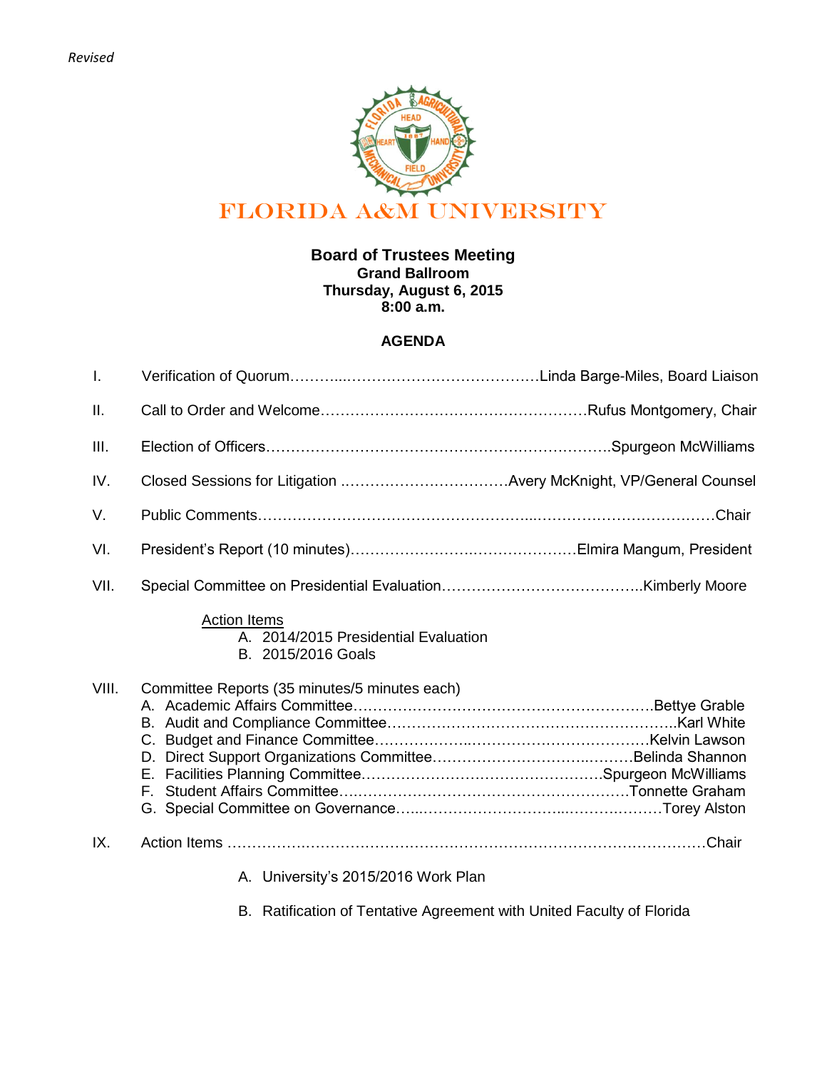*Revised*

# FLORIDA A&M UNIVERSITY

**Board of Trustees Meeting**
**Grand Ballroom**
**Thursday, August 6, 2015**
**8:00 a.m.**

## AGENDA

I. Verification of Quorum……………………………………………Linda Barge-Miles, Board Liaison

II. Call to Order and Welcome………………………………………………Rufus Montgomery, Chair

III. Election of Officers……………………………………………………………..Spurgeon McWilliams

IV. Closed Sessions for Litigation ……………………………Avery McKnight, VP/General Counsel

V. Public Comments……………………………………………………………………………………Chair

VI. President's Report (10 minutes)………………………………………Elmira Mangum, President

VII. Special Committee on Presidential Evaluation…………………………………..Kimberly Moore

Action Items
- A. 2014/2015 Presidential Evaluation
- B. 2015/2016 Goals

VIII. Committee Reports (35 minutes/5 minutes each)
- A. Academic Affairs Committee……………………………………………………Bettye Grable
- B. Audit and Compliance Committee…………………………………………………..Karl White
- C. Budget and Finance Committee……………………………………………….Kelvin Lawson
- D. Direct Support Organizations Committee………………………………….Belinda Shannon
- E. Facilities Planning Committee…………………………………………Spurgeon McWilliams
- F. Student Affairs Committee……………………………………………………Tonnette Graham
- G. Special Committee on Governance…………………………………………………Torey Alston

IX. Action Items …………………………………………………………………………………………Chair

- A. University's 2015/2016 Work Plan
- B. Ratification of Tentative Agreement with United Faculty of Florida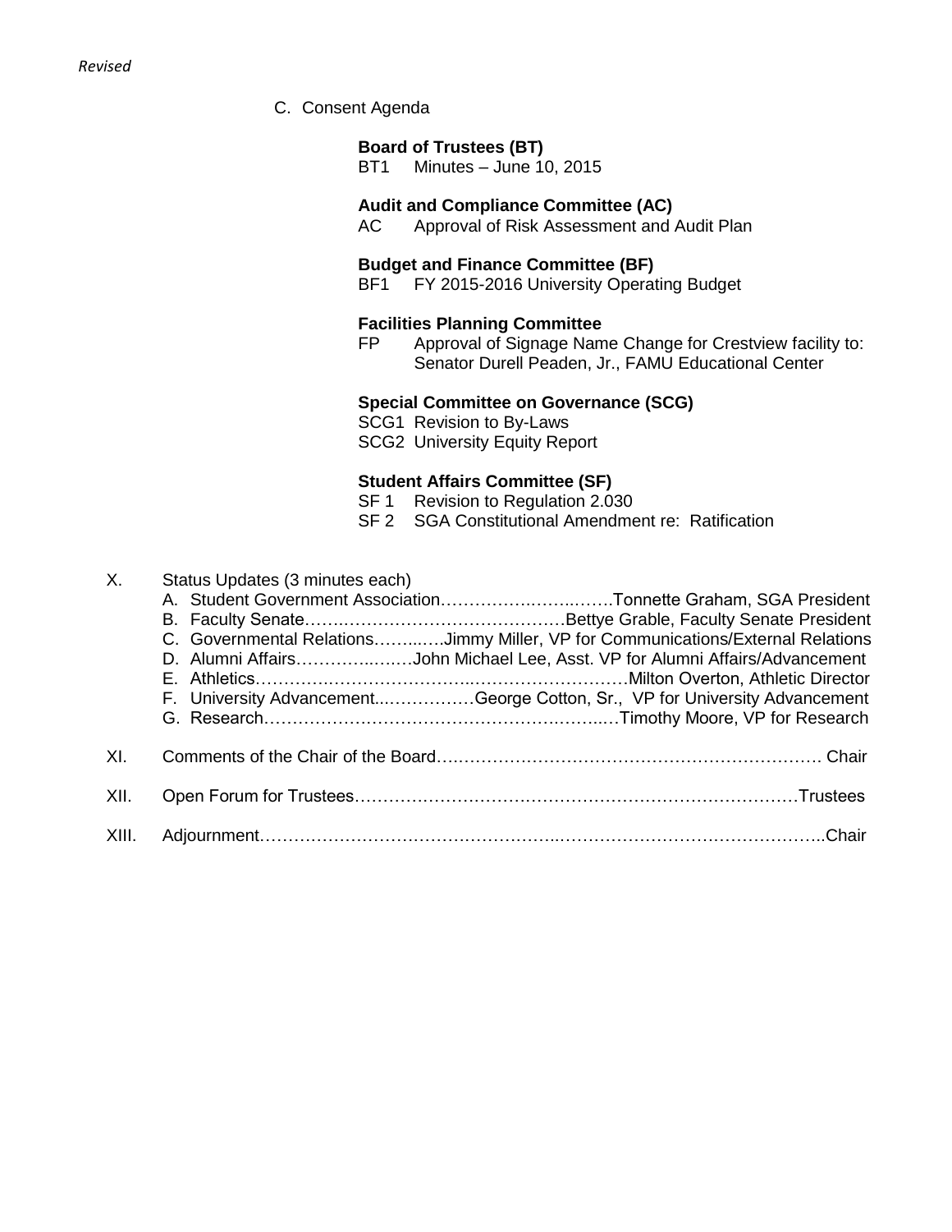*Revised*

C. Consent Agenda

**Board of Trustees (BT)**
BT1 Minutes – June 10, 2015

**Audit and Compliance Committee (AC)**
AC Approval of Risk Assessment and Audit Plan

**Budget and Finance Committee (BF)**
BF1 FY 2015-2016 University Operating Budget

**Facilities Planning Committee**
FP Approval of Signage Name Change for Crestview facility to: Senator Durell Peaden, Jr., FAMU Educational Center

**Special Committee on Governance (SCG)**
SCG1 Revision to By-Laws
SCG2 University Equity Report

**Student Affairs Committee (SF)**
SF 1 Revision to Regulation 2.030
SF 2 SGA Constitutional Amendment re: Ratification

X. Status Updates (3 minutes each)
   A. Student Government Association……………….……..…….Tonnette Graham, SGA President
   B. Faculty Senate…….………………………………….Bettye Grable, Faculty Senate President
   C. Governmental Relations……..…..Jimmy Miller, VP for Communications/External Relations
   D. Alumni Affairs…………..……John Michael Lee, Asst. VP for Alumni Affairs/Advancement
   E. Athletics……………………………..………………………Milton Overton, Athletic Director
   F. University Advancement...……………George Cotton, Sr., VP for University Advancement
   G. Research……………………………………………………..…Timothy Moore, VP for Research

XI. Comments of the Chair of the Board…………………………………………………………. Chair

XII. Open Forum for Trustees……………………………………………………………………Trustees

XIII. Adjournment…………………………………………..………………………………………..Chair